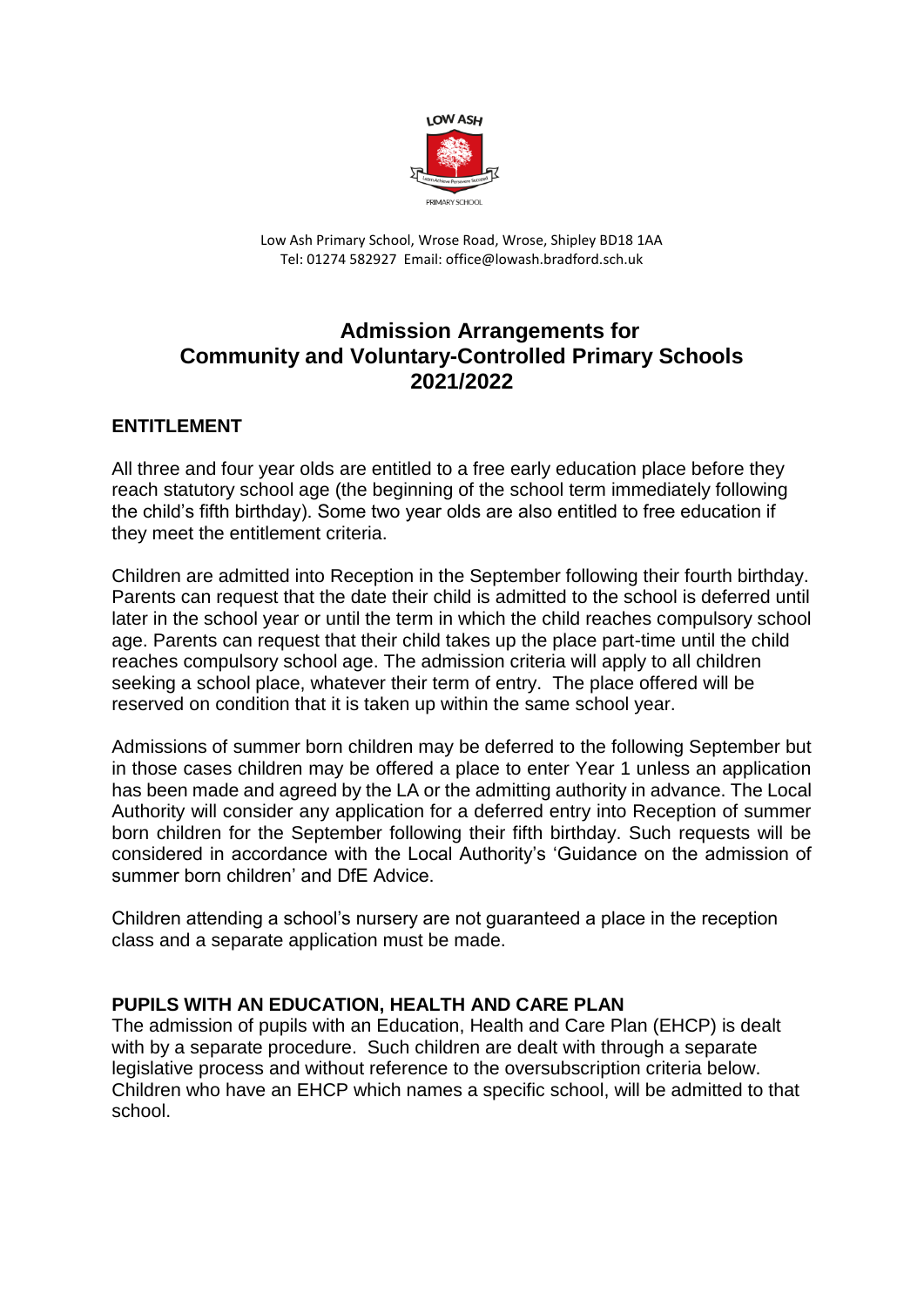Low Ash Primary School, Wrose Road, Wrose, Shipley BD18 1AA
Tel: 01274 582927 Email: office@lowash.bradford.sch.uk

# Admission Arrangements for Community and Voluntary-Controlled Primary Schools 2021/2022

## ENTITLEMENT

All three and four year olds are entitled to a free early education place before they reach statutory school age (the beginning of the school term immediately following the child's fifth birthday). Some two year olds are also entitled to free education if they meet the entitlement criteria.

Children are admitted into Reception in the September following their fourth birthday. Parents can request that the date their child is admitted to the school is deferred until later in the school year or until the term in which the child reaches compulsory school age. Parents can request that their child takes up the place part-time until the child reaches compulsory school age. The admission criteria will apply to all children seeking a school place, whatever their term of entry. The place offered will be reserved on condition that it is taken up within the same school year.

Admissions of summer born children may be deferred to the following September but in those cases children may be offered a place to enter Year 1 unless an application has been made and agreed by the LA or the admitting authority in advance. The Local Authority will consider any application for a deferred entry into Reception of summer born children for the September following their fifth birthday. Such requests will be considered in accordance with the Local Authority's 'Guidance on the admission of summer born children' and DfE Advice.

Children attending a school's nursery are not guaranteed a place in the reception class and a separate application must be made.

## PUPILS WITH AN EDUCATION, HEALTH AND CARE PLAN

The admission of pupils with an Education, Health and Care Plan (EHCP) is dealt with by a separate procedure. Such children are dealt with through a separate legislative process and without reference to the oversubscription criteria below. Children who have an EHCP which names a specific school, will be admitted to that school.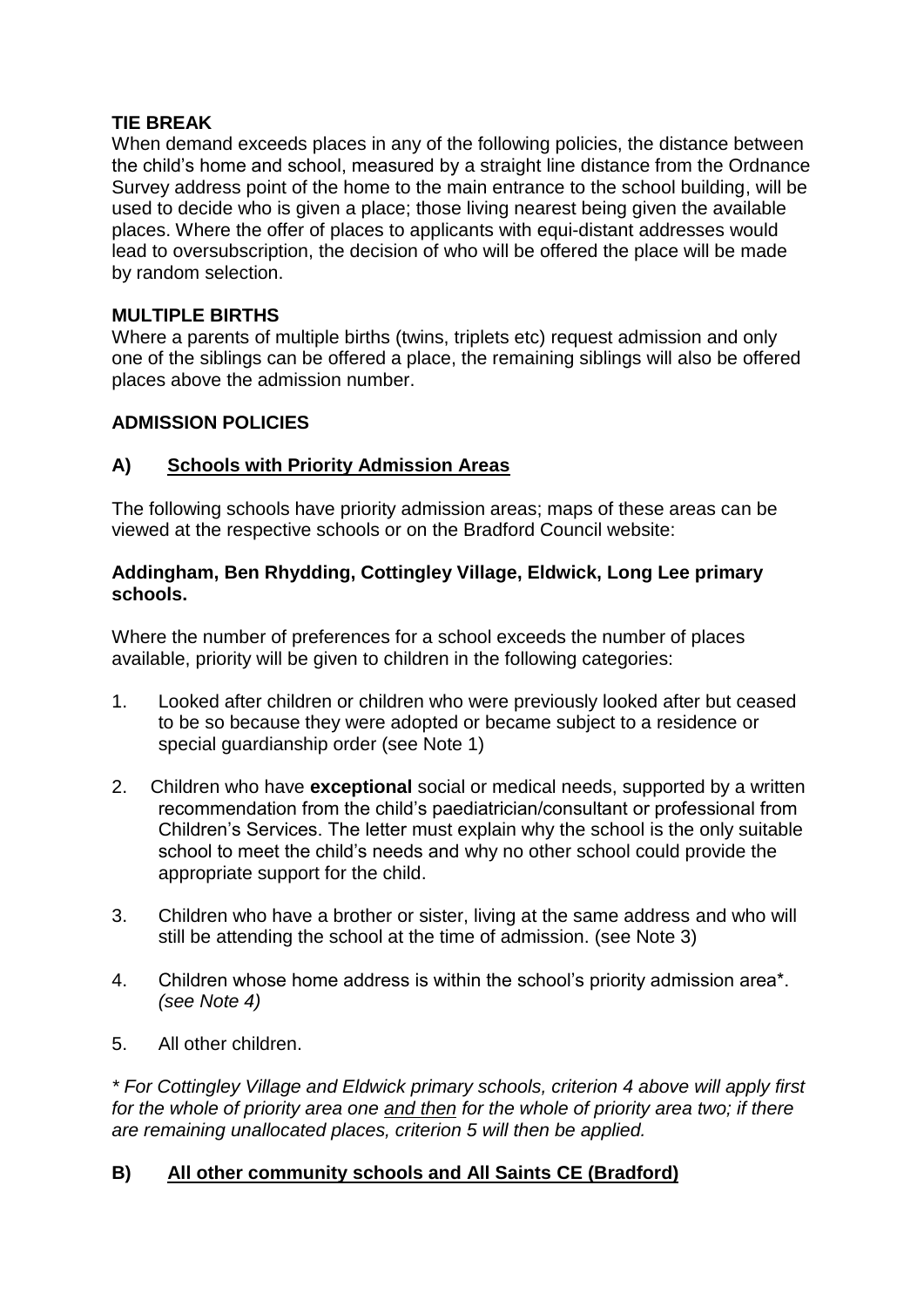**TIE BREAK**

When demand exceeds places in any of the following policies, the distance between the child's home and school, measured by a straight line distance from the Ordnance Survey address point of the home to the main entrance to the school building, will be used to decide who is given a place; those living nearest being given the available places. Where the offer of places to applicants with equi-distant addresses would lead to oversubscription, the decision of who will be offered the place will be made by random selection.

**MULTIPLE BIRTHS**

Where a parents of multiple births (twins, triplets etc) request admission and only one of the siblings can be offered a place, the remaining siblings will also be offered places above the admission number.

**ADMISSION POLICIES**

**A) Schools with Priority Admission Areas**

The following schools have priority admission areas; maps of these areas can be viewed at the respective schools or on the Bradford Council website:

**Addingham, Ben Rhydding, Cottingley Village, Eldwick, Long Lee primary schools.**

Where the number of preferences for a school exceeds the number of places available, priority will be given to children in the following categories:

1. Looked after children or children who were previously looked after but ceased to be so because they were adopted or became subject to a residence or special guardianship order (see Note 1)
2. Children who have **exceptional** social or medical needs, supported by a written recommendation from the child's paediatrician/consultant or professional from Children's Services. The letter must explain why the school is the only suitable school to meet the child's needs and why no other school could provide the appropriate support for the child.
3. Children who have a brother or sister, living at the same address and who will still be attending the school at the time of admission. (see Note 3)
4. Children whose home address is within the school's priority admission area*. *(see Note 4)*
5. All other children.

*\* For Cottingley Village and Eldwick primary schools, criterion 4 above will apply first for the whole of priority area one and then for the whole of priority area two; if there are remaining unallocated places, criterion 5 will then be applied.*

**B) All other community schools and All Saints CE (Bradford)**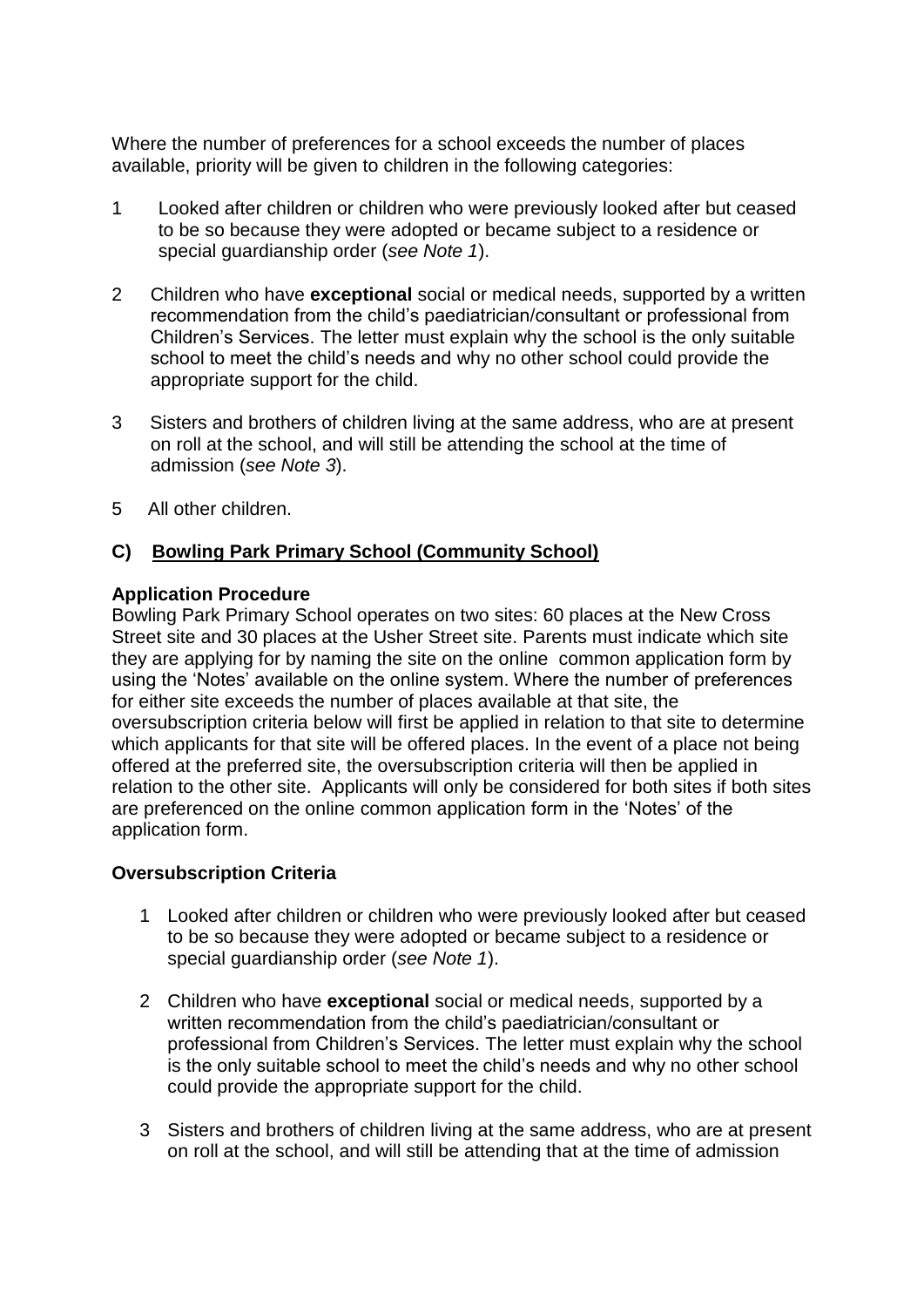Where the number of preferences for a school exceeds the number of places available, priority will be given to children in the following categories:

1 Looked after children or children who were previously looked after but ceased to be so because they were adopted or became subject to a residence or special guardianship order (*see Note 1*).

2 Children who have **exceptional** social or medical needs, supported by a written recommendation from the child's paediatrician/consultant or professional from Children's Services. The letter must explain why the school is the only suitable school to meet the child's needs and why no other school could provide the appropriate support for the child.

3 Sisters and brothers of children living at the same address, who are at present on roll at the school, and will still be attending the school at the time of admission (*see Note 3*).

5 All other children.

## C) Bowling Park Primary School (Community School)

**Application Procedure**

Bowling Park Primary School operates on two sites: 60 places at the New Cross Street site and 30 places at the Usher Street site. Parents must indicate which site they are applying for by naming the site on the online common application form by using the 'Notes' available on the online system. Where the number of preferences for either site exceeds the number of places available at that site, the oversubscription criteria below will first be applied in relation to that site to determine which applicants for that site will be offered places. In the event of a place not being offered at the preferred site, the oversubscription criteria will then be applied in relation to the other site. Applicants will only be considered for both sites if both sites are preferenced on the online common application form in the 'Notes' of the application form.

**Oversubscription Criteria**

1 Looked after children or children who were previously looked after but ceased to be so because they were adopted or became subject to a residence or special guardianship order (*see Note 1*).

2 Children who have **exceptional** social or medical needs, supported by a written recommendation from the child's paediatrician/consultant or professional from Children's Services. The letter must explain why the school is the only suitable school to meet the child's needs and why no other school could provide the appropriate support for the child.

3 Sisters and brothers of children living at the same address, who are at present on roll at the school, and will still be attending that at the time of admission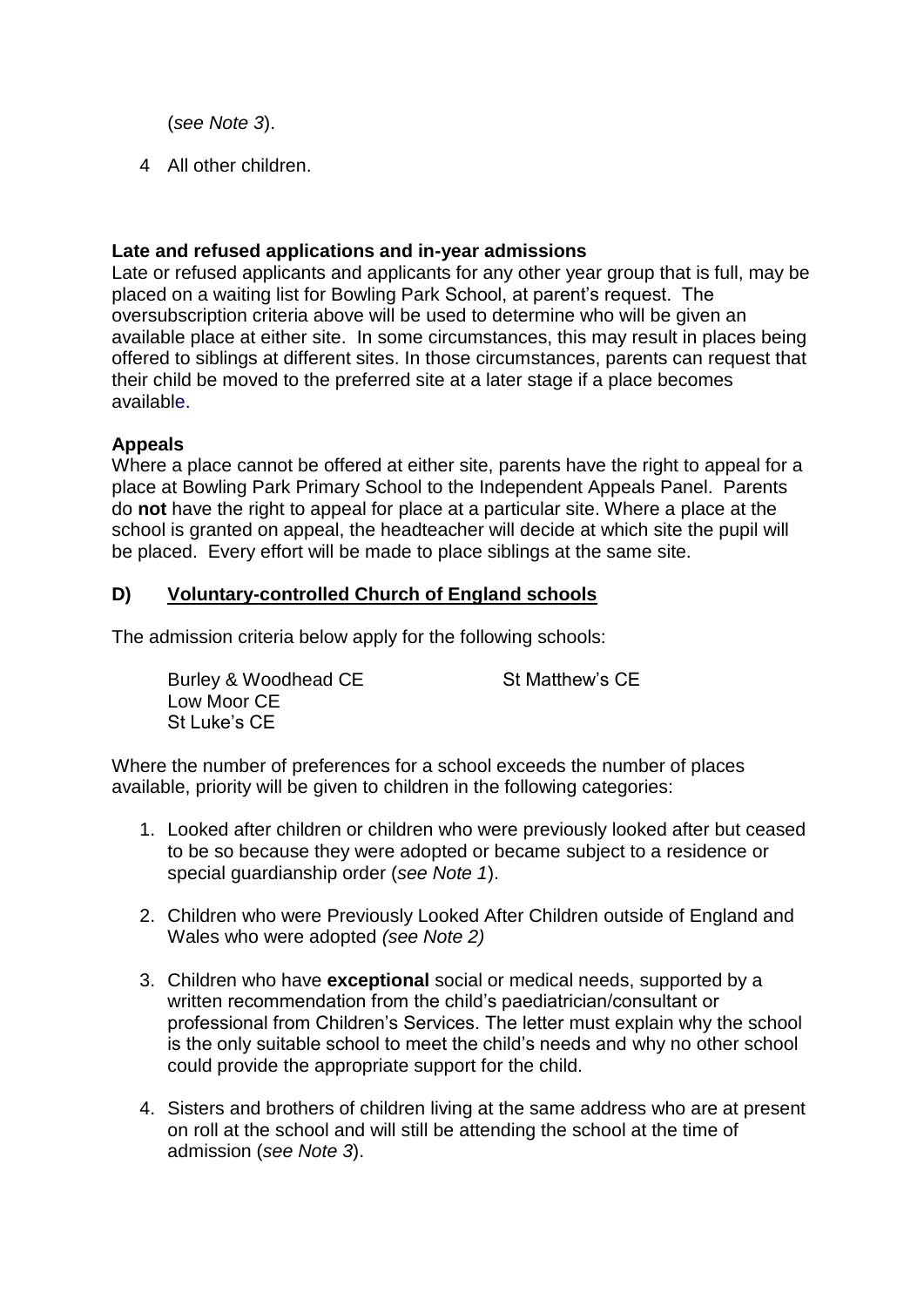(*see Note 3*).

4 All other children.

**Late and refused applications and in-year admissions**
Late or refused applicants and applicants for any other year group that is full, may be placed on a waiting list for Bowling Park School, at parent's request. The oversubscription criteria above will be used to determine who will be given an available place at either site. In some circumstances, this may result in places being offered to siblings at different sites. In those circumstances, parents can request that their child be moved to the preferred site at a later stage if a place becomes available.

**Appeals**
Where a place cannot be offered at either site, parents have the right to appeal for a place at Bowling Park Primary School to the Independent Appeals Panel. Parents do **not** have the right to appeal for place at a particular site. Where a place at the school is granted on appeal, the headteacher will decide at which site the pupil will be placed. Every effort will be made to place siblings at the same site.

## D) Voluntary-controlled Church of England schools

The admission criteria below apply for the following schools:

Burley & Woodhead CE
Low Moor CE
St Luke's CE
St Matthew's CE

Where the number of preferences for a school exceeds the number of places available, priority will be given to children in the following categories:

1. Looked after children or children who were previously looked after but ceased to be so because they were adopted or became subject to a residence or special guardianship order (*see Note 1*).

2. Children who were Previously Looked After Children outside of England and Wales who were adopted *(see Note 2)*

3. Children who have **exceptional** social or medical needs, supported by a written recommendation from the child's paediatrician/consultant or professional from Children's Services. The letter must explain why the school is the only suitable school to meet the child's needs and why no other school could provide the appropriate support for the child.

4. Sisters and brothers of children living at the same address who are at present on roll at the school and will still be attending the school at the time of admission (*see Note 3*).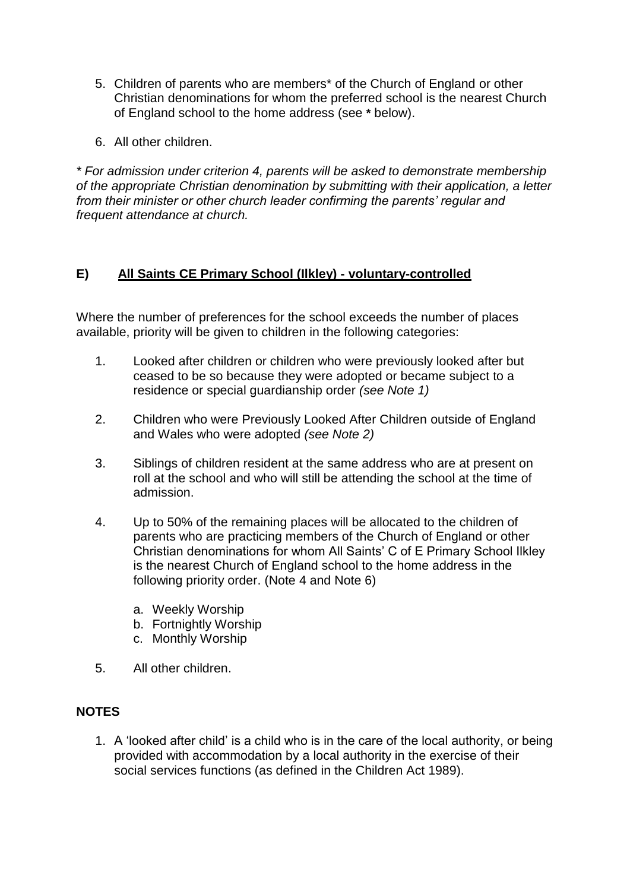5. Children of parents who are members* of the Church of England or other Christian denominations for whom the preferred school is the nearest Church of England school to the home address (see * below).

6. All other children.

*\* For admission under criterion 4, parents will be asked to demonstrate membership of the appropriate Christian denomination by submitting with their application, a letter from their minister or other church leader confirming the parents' regular and frequent attendance at church.*

## E) <u>All Saints CE Primary School (Ilkley) - voluntary-controlled</u>

Where the number of preferences for the school exceeds the number of places available, priority will be given to children in the following categories:

1. Looked after children or children who were previously looked after but ceased to be so because they were adopted or became subject to a residence or special guardianship order *(see Note 1)*

2. Children who were Previously Looked After Children outside of England and Wales who were adopted *(see Note 2)*

3. Siblings of children resident at the same address who are at present on roll at the school and who will still be attending the school at the time of admission.

4. Up to 50% of the remaining places will be allocated to the children of parents who are practicing members of the Church of England or other Christian denominations for whom All Saints' C of E Primary School Ilkley is the nearest Church of England school to the home address in the following priority order. (Note 4 and Note 6)

    a. Weekly Worship
    b. Fortnightly Worship
    c. Monthly Worship

5. All other children.

### NOTES

1. A 'looked after child' is a child who is in the care of the local authority, or being provided with accommodation by a local authority in the exercise of their social services functions (as defined in the Children Act 1989).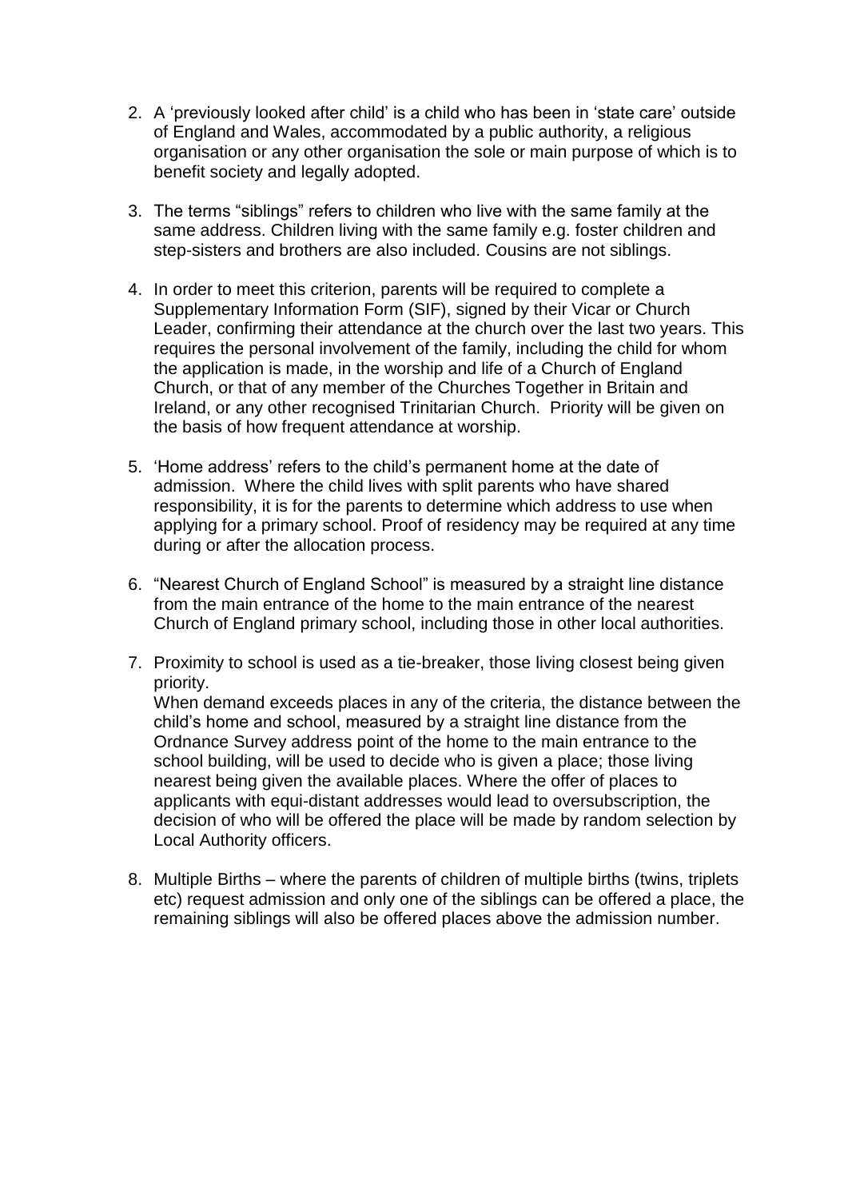2. A 'previously looked after child' is a child who has been in 'state care' outside of England and Wales, accommodated by a public authority, a religious organisation or any other organisation the sole or main purpose of which is to benefit society and legally adopted.

3. The terms "siblings" refers to children who live with the same family at the same address. Children living with the same family e.g. foster children and step-sisters and brothers are also included. Cousins are not siblings.

4. In order to meet this criterion, parents will be required to complete a Supplementary Information Form (SIF), signed by their Vicar or Church Leader, confirming their attendance at the church over the last two years. This requires the personal involvement of the family, including the child for whom the application is made, in the worship and life of a Church of England Church, or that of any member of the Churches Together in Britain and Ireland, or any other recognised Trinitarian Church. Priority will be given on the basis of how frequent attendance at worship.

5. 'Home address' refers to the child's permanent home at the date of admission. Where the child lives with split parents who have shared responsibility, it is for the parents to determine which address to use when applying for a primary school. Proof of residency may be required at any time during or after the allocation process.

6. "Nearest Church of England School" is measured by a straight line distance from the main entrance of the home to the main entrance of the nearest Church of England primary school, including those in other local authorities.

7. Proximity to school is used as a tie-breaker, those living closest being given priority.
   When demand exceeds places in any of the criteria, the distance between the child's home and school, measured by a straight line distance from the Ordnance Survey address point of the home to the main entrance to the school building, will be used to decide who is given a place; those living nearest being given the available places. Where the offer of places to applicants with equi-distant addresses would lead to oversubscription, the decision of who will be offered the place will be made by random selection by Local Authority officers.

8. Multiple Births – where the parents of children of multiple births (twins, triplets etc) request admission and only one of the siblings can be offered a place, the remaining siblings will also be offered places above the admission number.